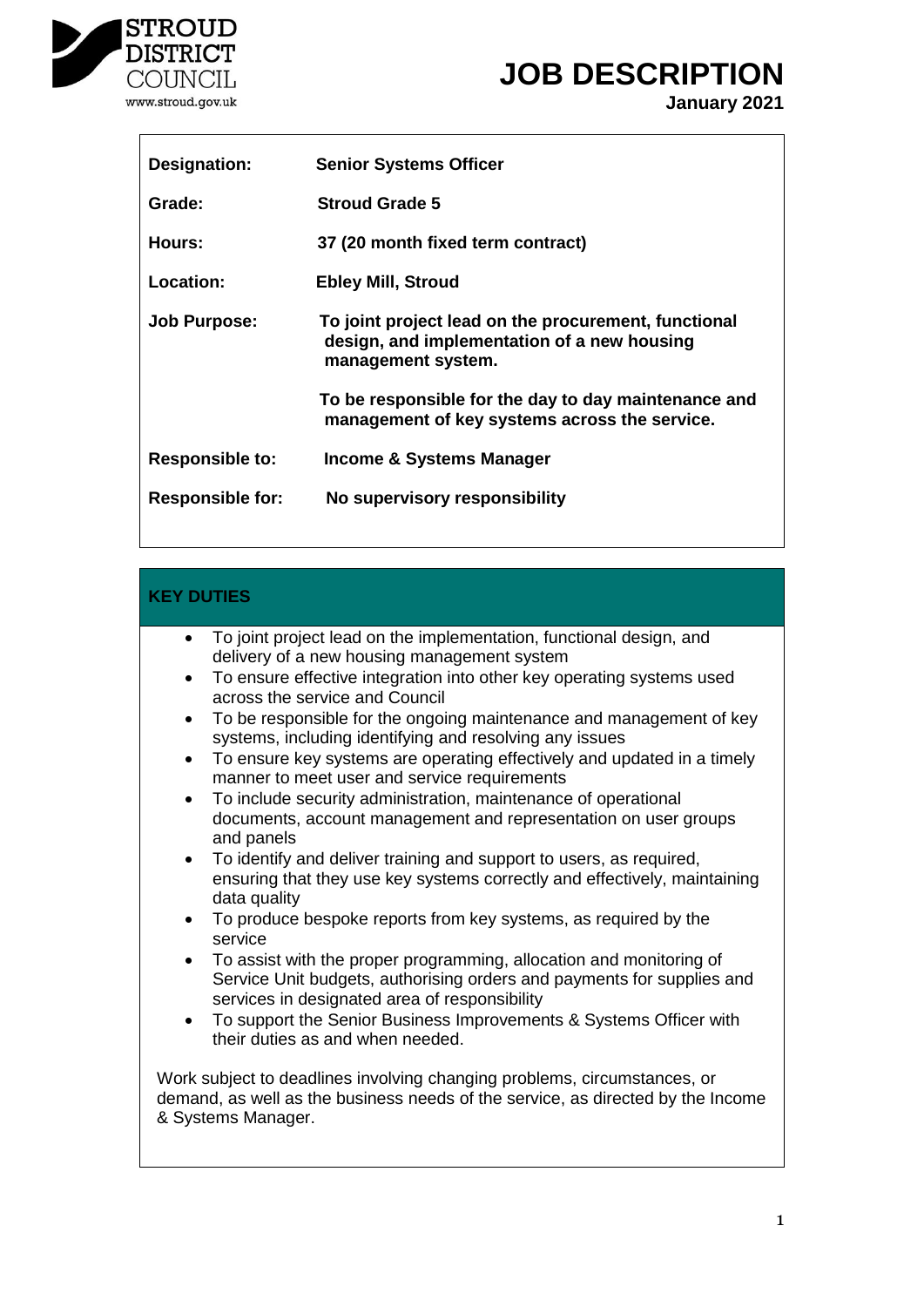STROUD DISTRICT COUNCIL
www.stroud.gov.uk

# JOB DESCRIPTION

**January 2021**

| | |
|---|---|
| **Designation:** | **Senior Systems Officer** |
| **Grade:** | **Stroud Grade 5** |
| **Hours:** | **37 (20 month fixed term contract)** |
| **Location:** | **Ebley Mill, Stroud** |
| **Job Purpose:** | **To joint project lead on the procurement, functional design, and implementation of a new housing management system.**<br><br>**To be responsible for the day to day maintenance and management of key systems across the service.** |
| **Responsible to:** | **Income & Systems Manager** |
| **Responsible for:** | **No supervisory responsibility** |

## KEY DUTIES

- To joint project lead on the implementation, functional design, and delivery of a new housing management system
- To ensure effective integration into other key operating systems used across the service and Council
- To be responsible for the ongoing maintenance and management of key systems, including identifying and resolving any issues
- To ensure key systems are operating effectively and updated in a timely manner to meet user and service requirements
- To include security administration, maintenance of operational documents, account management and representation on user groups and panels
- To identify and deliver training and support to users, as required, ensuring that they use key systems correctly and effectively, maintaining data quality
- To produce bespoke reports from key systems, as required by the service
- To assist with the proper programming, allocation and monitoring of Service Unit budgets, authorising orders and payments for supplies and services in designated area of responsibility
- To support the Senior Business Improvements & Systems Officer with their duties as and when needed.

Work subject to deadlines involving changing problems, circumstances, or demand, as well as the business needs of the service, as directed by the Income & Systems Manager.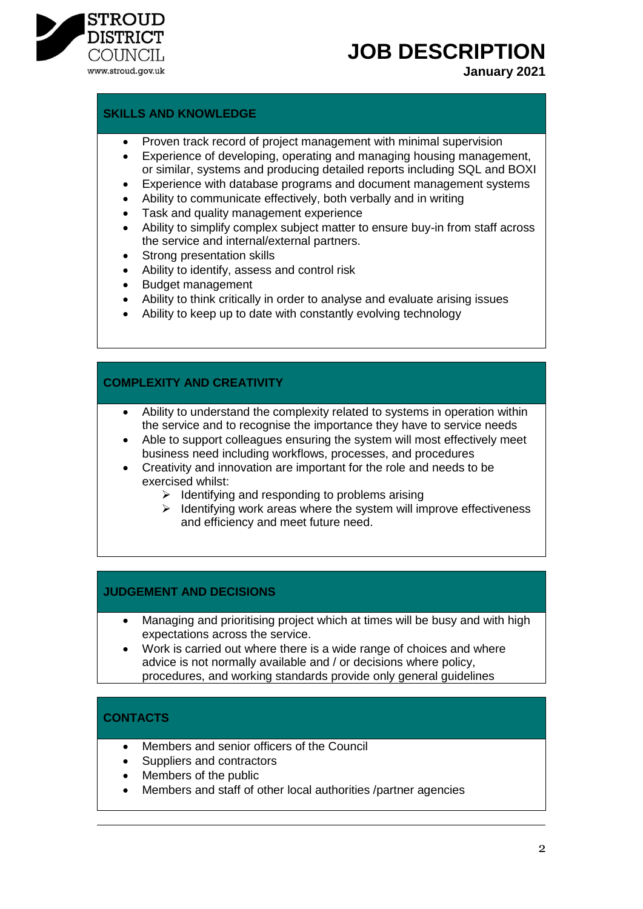## SKILLS AND KNOWLEDGE

- Proven track record of project management with minimal supervision
- Experience of developing, operating and managing housing management, or similar, systems and producing detailed reports including SQL and BOXI
- Experience with database programs and document management systems
- Ability to communicate effectively, both verbally and in writing
- Task and quality management experience
- Ability to simplify complex subject matter to ensure buy-in from staff across the service and internal/external partners.
- Strong presentation skills
- Ability to identify, assess and control risk
- Budget management
- Ability to think critically in order to analyse and evaluate arising issues
- Ability to keep up to date with constantly evolving technology

## COMPLEXITY AND CREATIVITY

- Ability to understand the complexity related to systems in operation within the service and to recognise the importance they have to service needs
- Able to support colleagues ensuring the system will most effectively meet business need including workflows, processes, and procedures
- Creativity and innovation are important for the role and needs to be exercised whilst:
  - Identifying and responding to problems arising
  - Identifying work areas where the system will improve effectiveness and efficiency and meet future need.

## JUDGEMENT AND DECISIONS

- Managing and prioritising project which at times will be busy and with high expectations across the service.
- Work is carried out where there is a wide range of choices and where advice is not normally available and / or decisions where policy, procedures, and working standards provide only general guidelines

## CONTACTS

- Members and senior officers of the Council
- Suppliers and contractors
- Members of the public
- Members and staff of other local authorities /partner agencies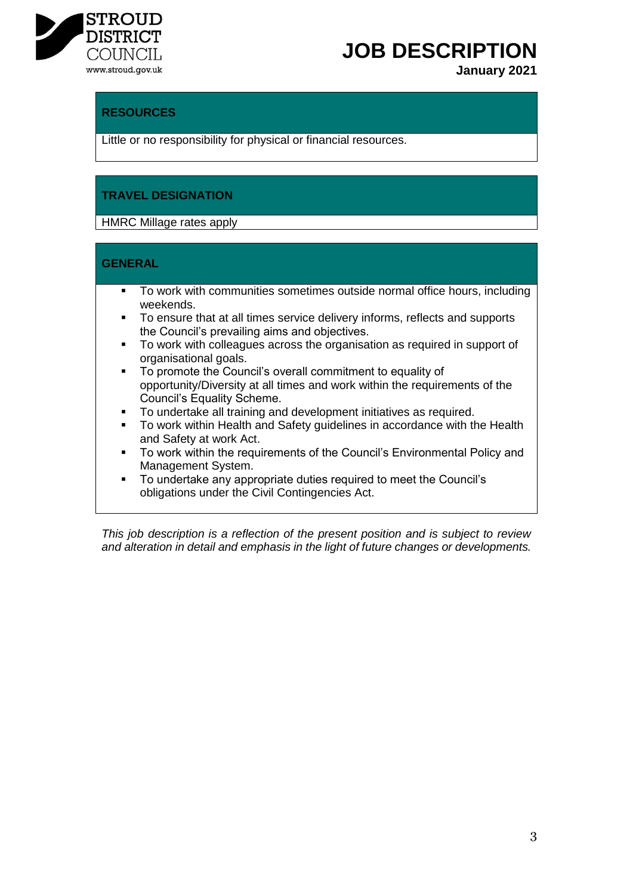# JOB DESCRIPTION

**January 2021**

## RESOURCES

Little or no responsibility for physical or financial resources.

## TRAVEL DESIGNATION

HMRC Millage rates apply

## GENERAL

- To work with communities sometimes outside normal office hours, including weekends.
- To ensure that at all times service delivery informs, reflects and supports the Council's prevailing aims and objectives.
- To work with colleagues across the organisation as required in support of organisational goals.
- To promote the Council's overall commitment to equality of opportunity/Diversity at all times and work within the requirements of the Council's Equality Scheme.
- To undertake all training and development initiatives as required.
- To work within Health and Safety guidelines in accordance with the Health and Safety at work Act.
- To work within the requirements of the Council's Environmental Policy and Management System.
- To undertake any appropriate duties required to meet the Council's obligations under the Civil Contingencies Act.

*This job description is a reflection of the present position and is subject to review and alteration in detail and emphasis in the light of future changes or developments.*